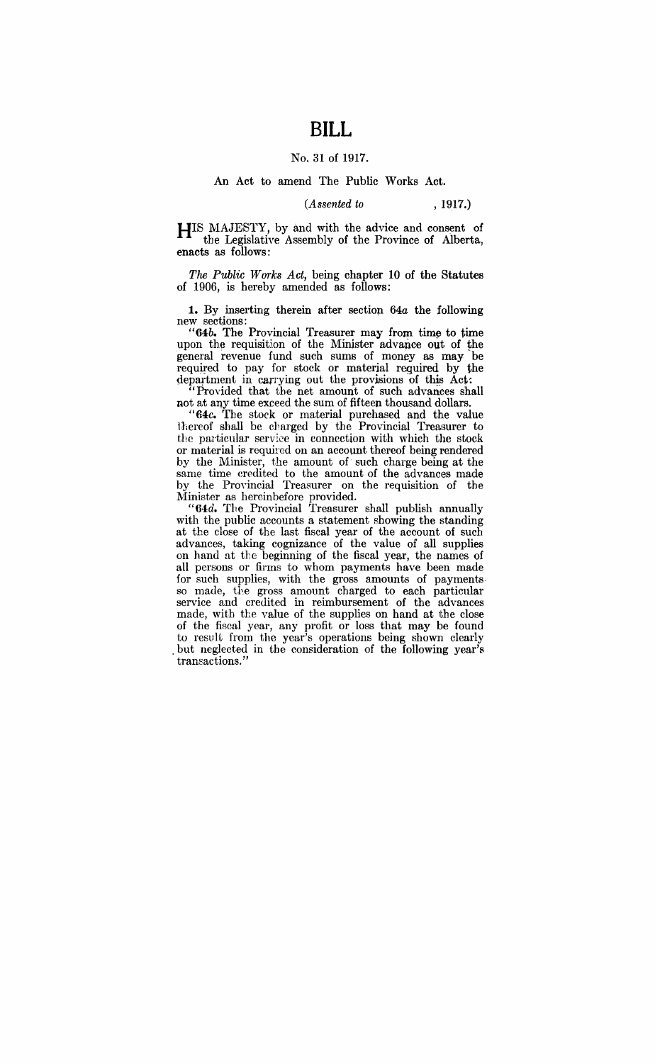# BILL

No. 31 of 1917.

An Act to amend The Public Works Act.

(*Assented to* , 1917.)

HIS MAJESTY, by and with the advice and consent of the Legislative Assembly of the Province of Alberta, enacts as follows:

*The Public Works Act*, being chapter 10 of the Statutes of 1906, is hereby amended as follows:

**1.** By inserting therein after section 64*a* the following new sections:

"**64*b*.** The Provincial Treasurer may from time to time upon the requisition of the Minister advance out of the general revenue fund such sums of money as may be required to pay for stock or material required by the department in carrying out the provisions of this Act:

"Provided that the net amount of such advances shall not at any time exceed the sum of fifteen thousand dollars.

"**64*c*.** The stock or material purchased and the value thereof shall be charged by the Provincial Treasurer to the particular service in connection with which the stock or material is required on an account thereof being rendered by the Minister, the amount of such charge being at the same time credited to the amount of the advances made by the Provincial Treasurer on the requisition of the Minister as hereinbefore provided.

"**64*d*.** The Provincial Treasurer shall publish annually with the public accounts a statement showing the standing at the close of the last fiscal year of the account of such advances, taking cognizance of the value of all supplies on hand at the beginning of the fiscal year, the names of all persons or firms to whom payments have been made for such supplies, with the gross amounts of payments so made, the gross amount charged to each particular service and credited in reimbursement of the advances made, with the value of the supplies on hand at the close of the fiscal year, any profit or loss that may be found to result from the year's operations being shown clearly but neglected in the consideration of the following year's transactions."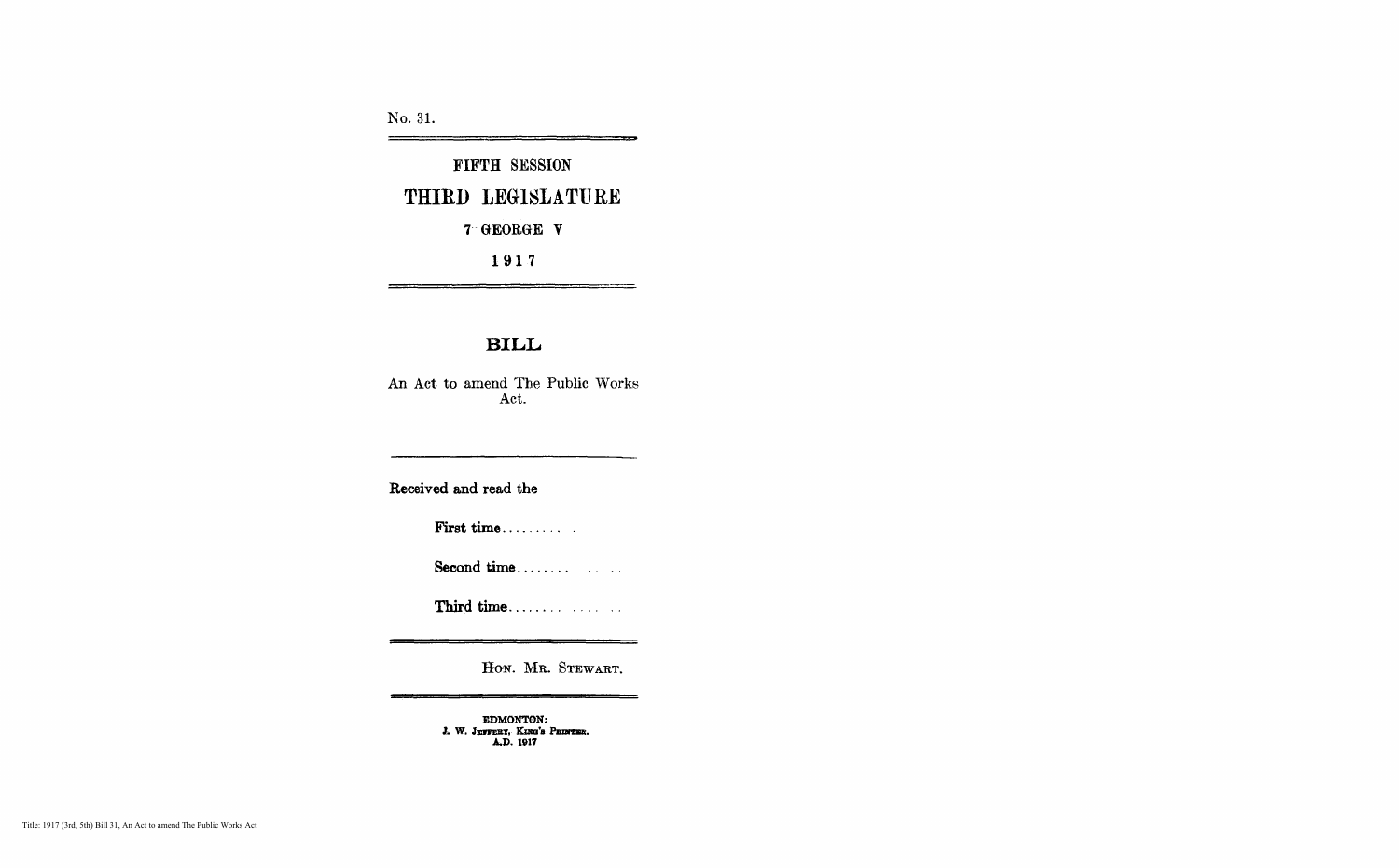No. 31.

FIFTH SESSION

THIRD LEGISLATURE

7 GEORGE V

1917

# BILL

An Act to amend The Public Works Act.

Received and read the

First time.........

Second time........

Third time........

HON. MR. STEWART.

EDMONTON:
J. W. JEFFERY, KING'S PRINTER.
A.D. 1917

Title: 1917 (3rd, 5th) Bill 31, An Act to amend The Public Works Act